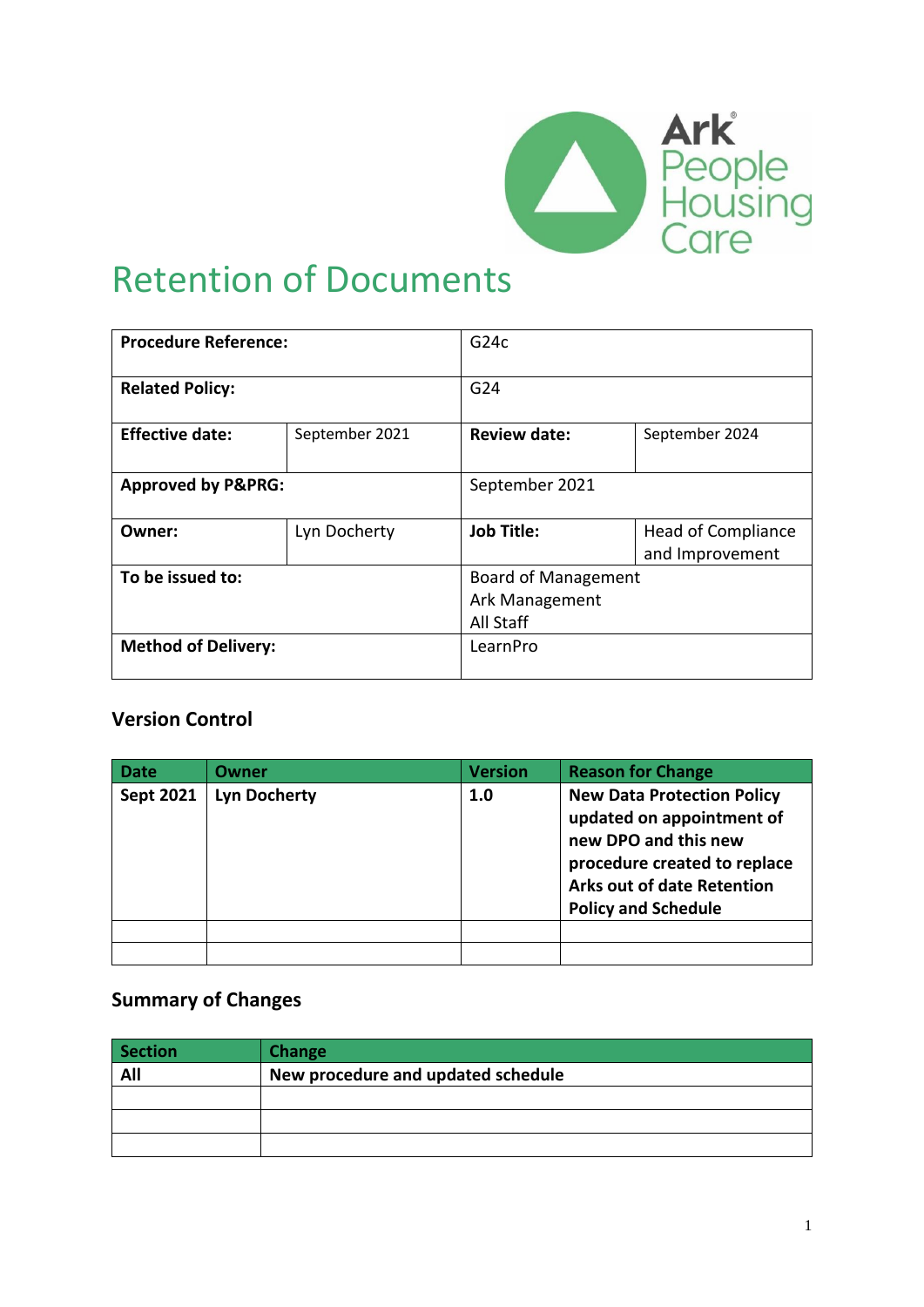# Retention of Documents

| **Procedure Reference:** | | G24c | |
|---|---|---|---|
| **Related Policy:** | | G24 | |
| **Effective date:** | September 2021 | **Review date:** | September 2024 |
| **Approved by P&PRG:** | | September 2021 | |
| **Owner:** | Lyn Docherty | **Job Title:** | Head of Compliance and Improvement |
| **To be issued to:** | | Board of Management<br>Ark Management<br>All Staff | |
| **Method of Delivery:** | | LearnPro | |

## Version Control

| Date | Owner | Version | Reason for Change |
|---|---|---|---|
| **Sept 2021** | **Lyn Docherty** | **1.0** | **New Data Protection Policy updated on appointment of new DPO and this new procedure created to replace Arks out of date Retention Policy and Schedule** |
| | | | |
| | | | |

## Summary of Changes

| Section | Change |
|---|---|
| **All** | **New procedure and updated schedule** |
| | |
| | |
| | |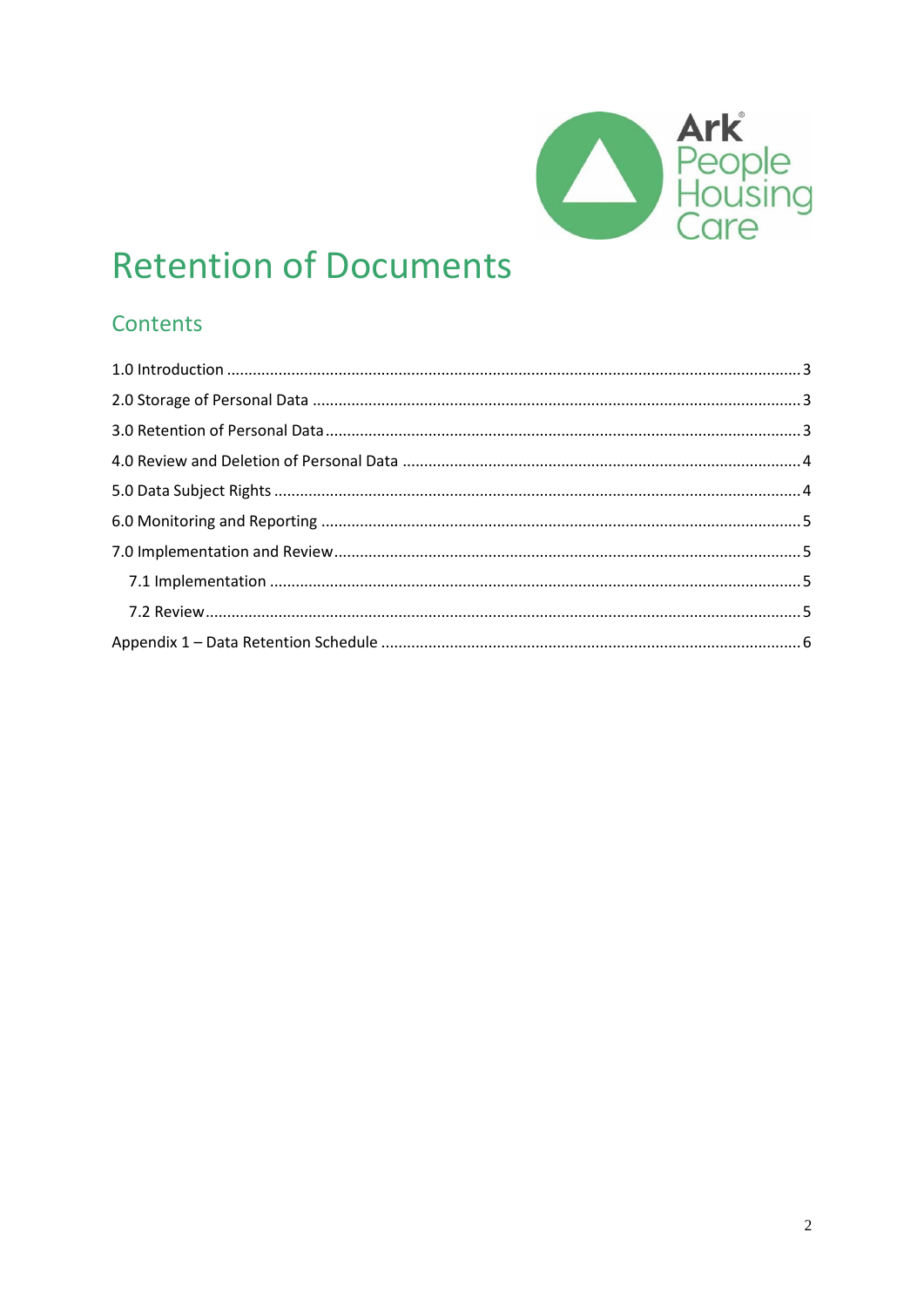# Retention of Documents

## Contents

1.0 Introduction ..... 3
2.0 Storage of Personal Data ..... 3
3.0 Retention of Personal Data ..... 3
4.0 Review and Deletion of Personal Data ..... 4
5.0 Data Subject Rights ..... 4
6.0 Monitoring and Reporting ..... 5
7.0 Implementation and Review ..... 5
  7.1 Implementation ..... 5
  7.2 Review ..... 5
Appendix 1 – Data Retention Schedule ..... 6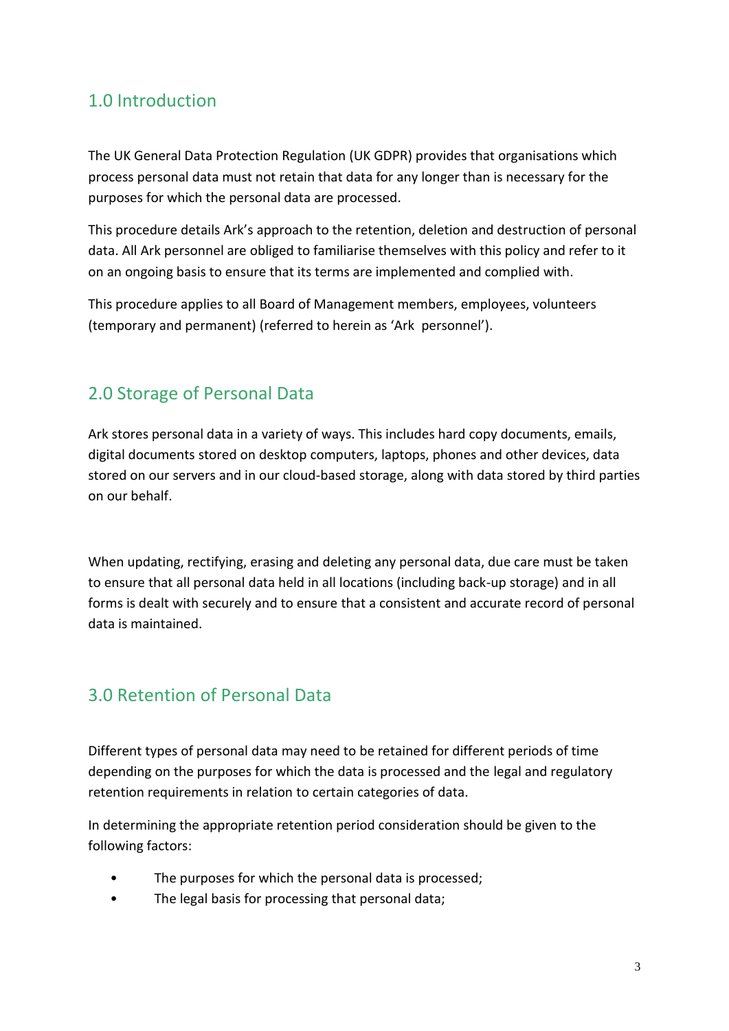## 1.0 Introduction

The UK General Data Protection Regulation (UK GDPR) provides that organisations which process personal data must not retain that data for any longer than is necessary for the purposes for which the personal data are processed.

This procedure details Ark's approach to the retention, deletion and destruction of personal data. All Ark personnel are obliged to familiarise themselves with this policy and refer to it on an ongoing basis to ensure that its terms are implemented and complied with.

This procedure applies to all Board of Management members, employees, volunteers (temporary and permanent) (referred to herein as 'Ark personnel').

## 2.0 Storage of Personal Data

Ark stores personal data in a variety of ways. This includes hard copy documents, emails, digital documents stored on desktop computers, laptops, phones and other devices, data stored on our servers and in our cloud-based storage, along with data stored by third parties on our behalf.

When updating, rectifying, erasing and deleting any personal data, due care must be taken to ensure that all personal data held in all locations (including back-up storage) and in all forms is dealt with securely and to ensure that a consistent and accurate record of personal data is maintained.

## 3.0 Retention of Personal Data

Different types of personal data may need to be retained for different periods of time depending on the purposes for which the data is processed and the legal and regulatory retention requirements in relation to certain categories of data.

In determining the appropriate retention period consideration should be given to the following factors:

- The purposes for which the personal data is processed;
- The legal basis for processing that personal data;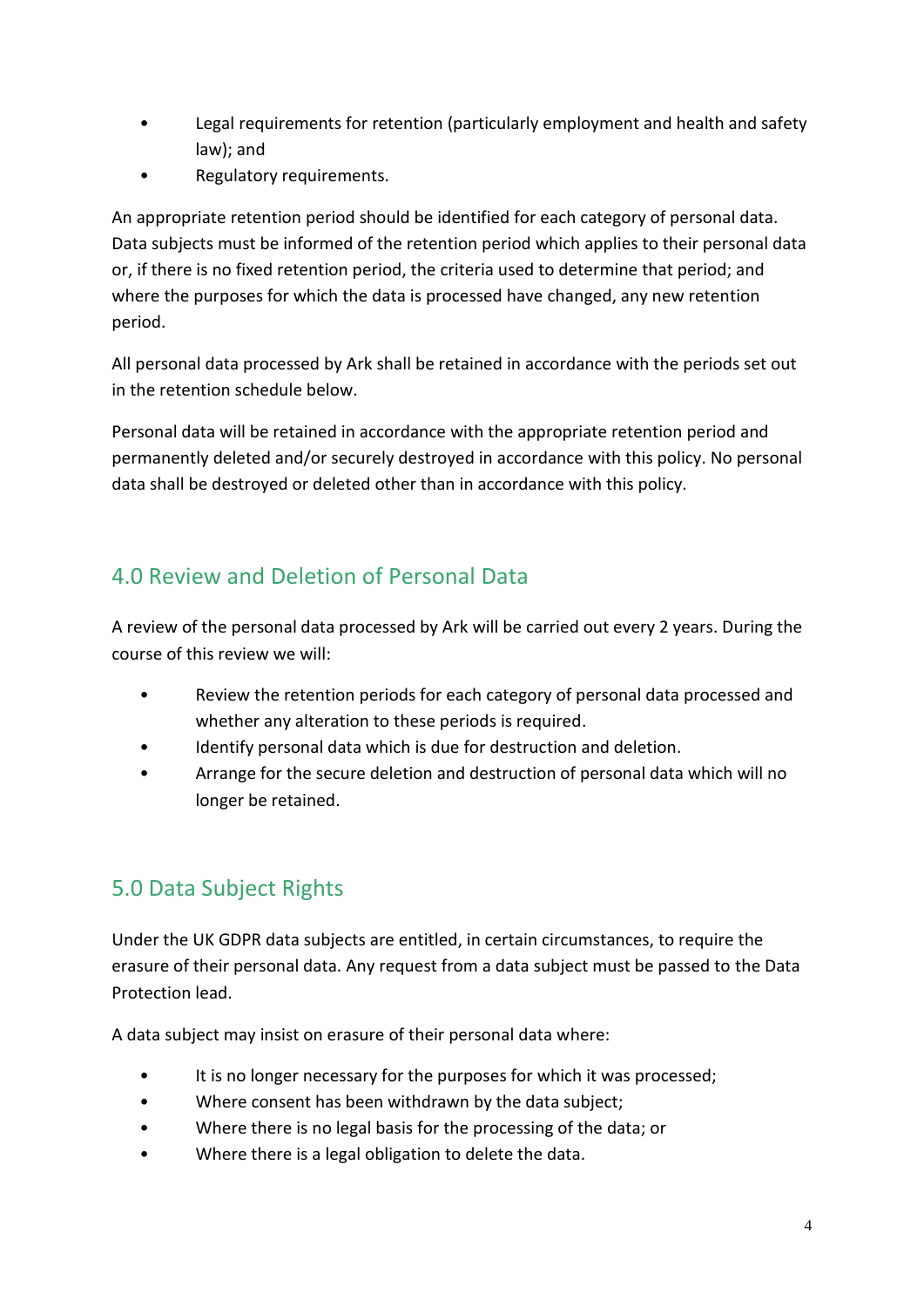- Legal requirements for retention (particularly employment and health and safety law); and
- Regulatory requirements.

An appropriate retention period should be identified for each category of personal data. Data subjects must be informed of the retention period which applies to their personal data or, if there is no fixed retention period, the criteria used to determine that period; and where the purposes for which the data is processed have changed, any new retention period.

All personal data processed by Ark shall be retained in accordance with the periods set out in the retention schedule below.

Personal data will be retained in accordance with the appropriate retention period and permanently deleted and/or securely destroyed in accordance with this policy. No personal data shall be destroyed or deleted other than in accordance with this policy.

## 4.0 Review and Deletion of Personal Data

A review of the personal data processed by Ark will be carried out every 2 years. During the course of this review we will:

- Review the retention periods for each category of personal data processed and whether any alteration to these periods is required.
- Identify personal data which is due for destruction and deletion.
- Arrange for the secure deletion and destruction of personal data which will no longer be retained.

## 5.0 Data Subject Rights

Under the UK GDPR data subjects are entitled, in certain circumstances, to require the erasure of their personal data. Any request from a data subject must be passed to the Data Protection lead.

A data subject may insist on erasure of their personal data where:

- It is no longer necessary for the purposes for which it was processed;
- Where consent has been withdrawn by the data subject;
- Where there is no legal basis for the processing of the data; or
- Where there is a legal obligation to delete the data.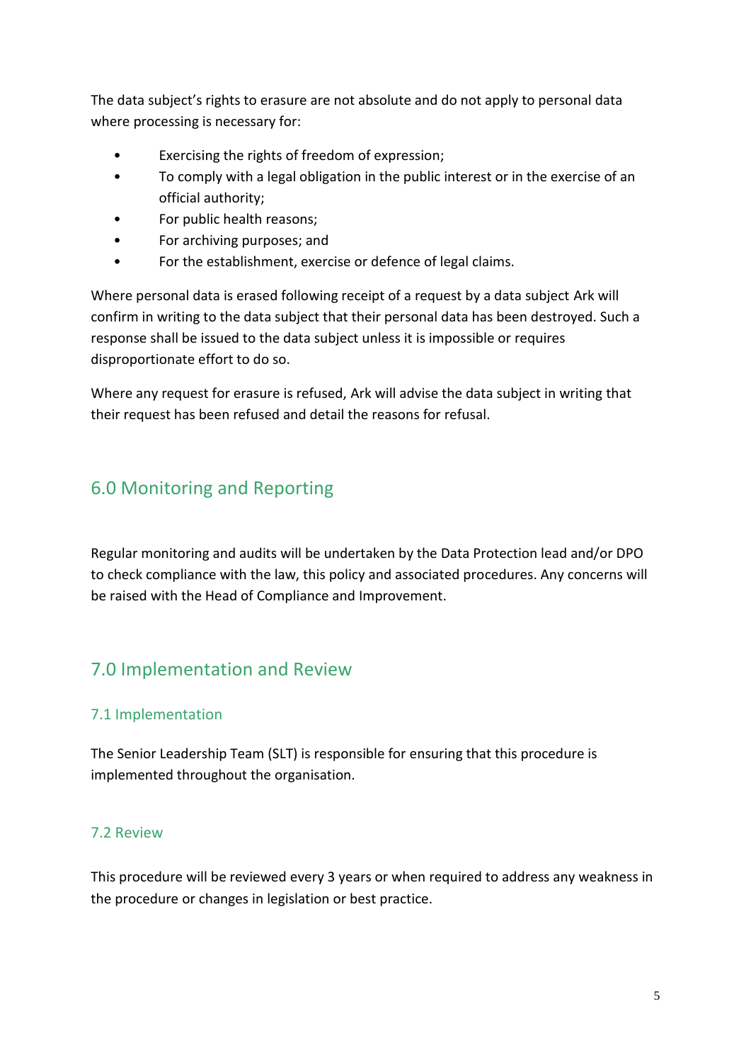The data subject's rights to erasure are not absolute and do not apply to personal data where processing is necessary for:

- Exercising the rights of freedom of expression;
- To comply with a legal obligation in the public interest or in the exercise of an official authority;
- For public health reasons;
- For archiving purposes; and
- For the establishment, exercise or defence of legal claims.

Where personal data is erased following receipt of a request by a data subject Ark will confirm in writing to the data subject that their personal data has been destroyed. Such a response shall be issued to the data subject unless it is impossible or requires disproportionate effort to do so.

Where any request for erasure is refused, Ark will advise the data subject in writing that their request has been refused and detail the reasons for refusal.

## 6.0 Monitoring and Reporting

Regular monitoring and audits will be undertaken by the Data Protection lead and/or DPO to check compliance with the law, this policy and associated procedures. Any concerns will be raised with the Head of Compliance and Improvement.

## 7.0 Implementation and Review

### 7.1 Implementation

The Senior Leadership Team (SLT) is responsible for ensuring that this procedure is implemented throughout the organisation.

### 7.2 Review

This procedure will be reviewed every 3 years or when required to address any weakness in the procedure or changes in legislation or best practice.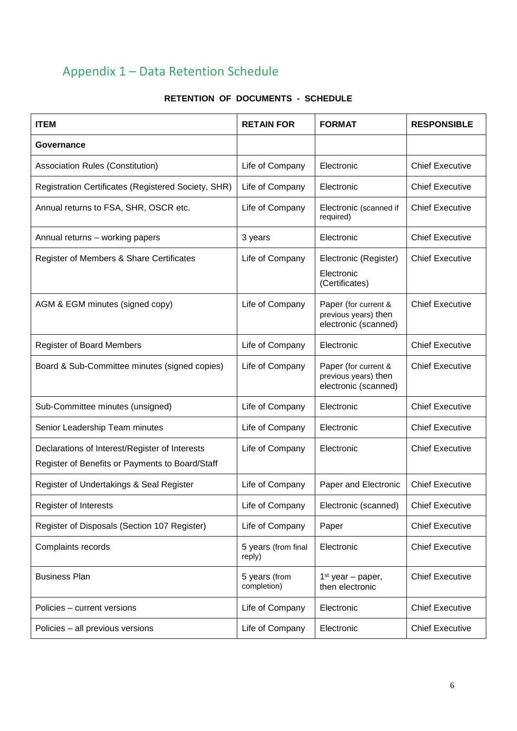## Appendix 1 – Data Retention Schedule

**RETENTION OF DOCUMENTS - SCHEDULE**

| ITEM | RETAIN FOR | FORMAT | RESPONSIBLE |
|---|---|---|---|
| **Governance** | | | |
| Association Rules (Constitution) | Life of Company | Electronic | Chief Executive |
| Registration Certificates (Registered Society, SHR) | Life of Company | Electronic | Chief Executive |
| Annual returns to FSA, SHR, OSCR etc. | Life of Company | Electronic (scanned if required) | Chief Executive |
| Annual returns – working papers | 3 years | Electronic | Chief Executive |
| Register of Members & Share Certificates | Life of Company | Electronic (Register) Electronic (Certificates) | Chief Executive |
| AGM & EGM minutes (signed copy) | Life of Company | Paper (for current & previous years) then electronic (scanned) | Chief Executive |
| Register of Board Members | Life of Company | Electronic | Chief Executive |
| Board & Sub-Committee minutes (signed copies) | Life of Company | Paper (for current & previous years) then electronic (scanned) | Chief Executive |
| Sub-Committee minutes (unsigned) | Life of Company | Electronic | Chief Executive |
| Senior Leadership Team minutes | Life of Company | Electronic | Chief Executive |
| Declarations of Interest/Register of Interests Register of Benefits or Payments to Board/Staff | Life of Company | Electronic | Chief Executive |
| Register of Undertakings & Seal Register | Life of Company | Paper and Electronic | Chief Executive |
| Register of Interests | Life of Company | Electronic (scanned) | Chief Executive |
| Register of Disposals (Section 107 Register) | Life of Company | Paper | Chief Executive |
| Complaints records | 5 years (from final reply) | Electronic | Chief Executive |
| Business Plan | 5 years (from completion) | 1st year – paper, then electronic | Chief Executive |
| Policies – current versions | Life of Company | Electronic | Chief Executive |
| Policies – all previous versions | Life of Company | Electronic | Chief Executive |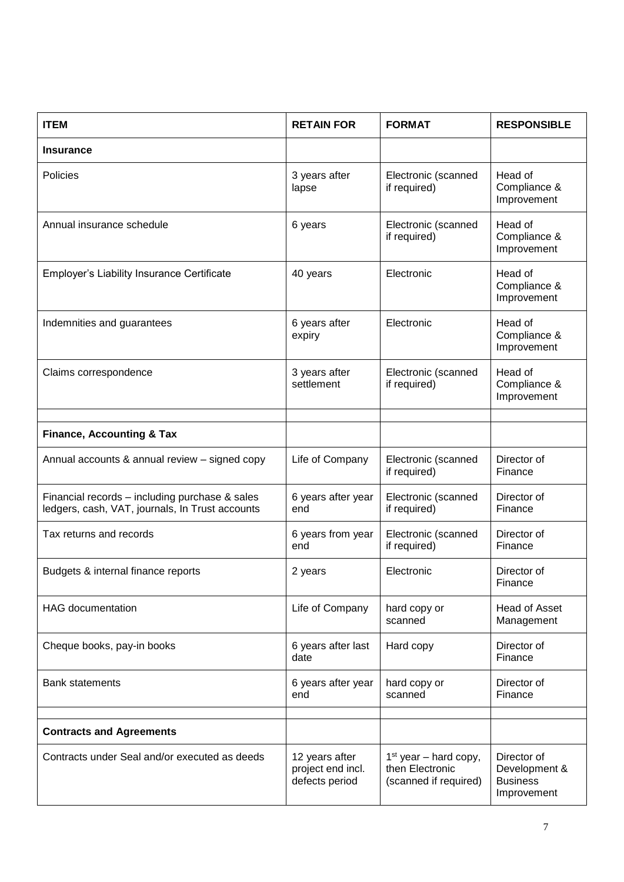| ITEM | RETAIN FOR | FORMAT | RESPONSIBLE |
|---|---|---|---|
| **Insurance** | | | |
| Policies | 3 years after lapse | Electronic (scanned if required) | Head of Compliance & Improvement |
| Annual insurance schedule | 6 years | Electronic (scanned if required) | Head of Compliance & Improvement |
| Employer's Liability Insurance Certificate | 40 years | Electronic | Head of Compliance & Improvement |
| Indemnities and guarantees | 6 years after expiry | Electronic | Head of Compliance & Improvement |
| Claims correspondence | 3 years after settlement | Electronic (scanned if required) | Head of Compliance & Improvement |
| | | | |
| **Finance, Accounting & Tax** | | | |
| Annual accounts & annual review – signed copy | Life of Company | Electronic (scanned if required) | Director of Finance |
| Financial records – including purchase & sales ledgers, cash, VAT, journals, In Trust accounts | 6 years after year end | Electronic (scanned if required) | Director of Finance |
| Tax returns and records | 6 years from year end | Electronic (scanned if required) | Director of Finance |
| Budgets & internal finance reports | 2 years | Electronic | Director of Finance |
| HAG documentation | Life of Company | hard copy or scanned | Head of Asset Management |
| Cheque books, pay-in books | 6 years after last date | Hard copy | Director of Finance |
| Bank statements | 6 years after year end | hard copy or scanned | Director of Finance |
| | | | |
| **Contracts and Agreements** | | | |
| Contracts under Seal and/or executed as deeds | 12 years after project end incl. defects period | 1st year – hard copy, then Electronic (scanned if required) | Director of Development & Business Improvement |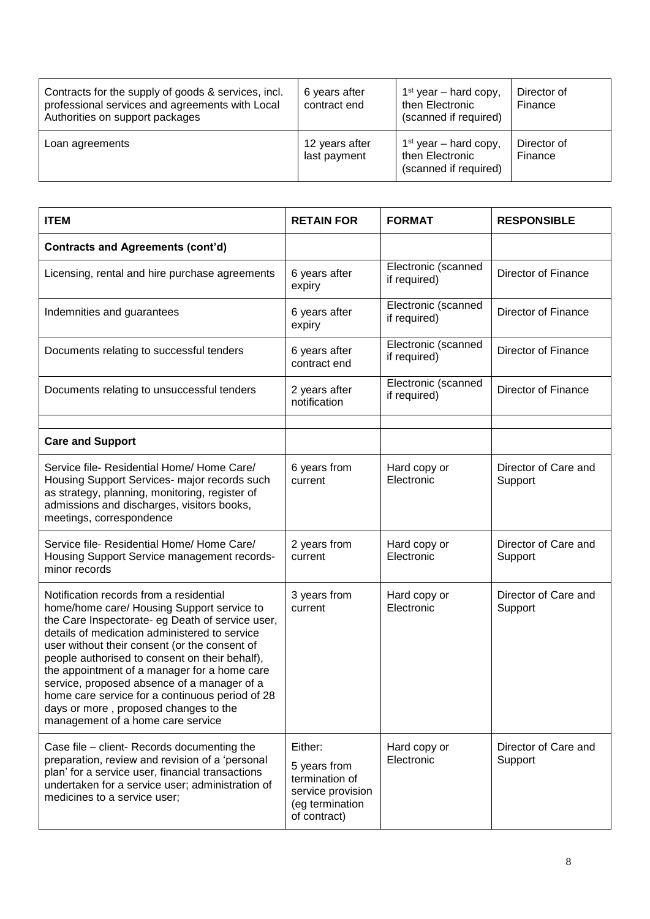| | | | |
|---|---|---|---|
| Contracts for the supply of goods & services, incl. professional services and agreements with Local Authorities on support packages | 6 years after contract end | 1st year – hard copy, then Electronic (scanned if required) | Director of Finance |
| Loan agreements | 12 years after last payment | 1st year – hard copy, then Electronic (scanned if required) | Director of Finance |

| **ITEM** | **RETAIN FOR** | **FORMAT** | **RESPONSIBLE** |
|---|---|---|---|
| **Contracts and Agreements (cont'd)** | | | |
| Licensing, rental and hire purchase agreements | 6 years after expiry | Electronic (scanned if required) | Director of Finance |
| Indemnities and guarantees | 6 years after expiry | Electronic (scanned if required) | Director of Finance |
| Documents relating to successful tenders | 6 years after contract end | Electronic (scanned if required) | Director of Finance |
| Documents relating to unsuccessful tenders | 2 years after notification | Electronic (scanned if required) | Director of Finance |
| | | | |
| **Care and Support** | | | |
| Service file- Residential Home/ Home Care/ Housing Support Services- major records such as strategy, planning, monitoring, register of admissions and discharges, visitors books, meetings, correspondence | 6 years from current | Hard copy or Electronic | Director of Care and Support |
| Service file- Residential Home/ Home Care/ Housing Support Service management records- minor records | 2 years from current | Hard copy or Electronic | Director of Care and Support |
| Notification records from a residential home/home care/ Housing Support service to the Care Inspectorate- eg Death of service user, details of medication administered to service user without their consent (or the consent of people authorised to consent on their behalf), the appointment of a manager for a home care service, proposed absence of a manager of a home care service for a continuous period of 28 days or more , proposed changes to the management of a home care service | 3 years from current | Hard copy or Electronic | Director of Care and Support |
| Case file – client- Records documenting the preparation, review and revision of a 'personal plan' for a service user, financial transactions undertaken for a service user; administration of medicines to a service user; | Either: 5 years from termination of service provision (eg termination of contract) | Hard copy or Electronic | Director of Care and Support |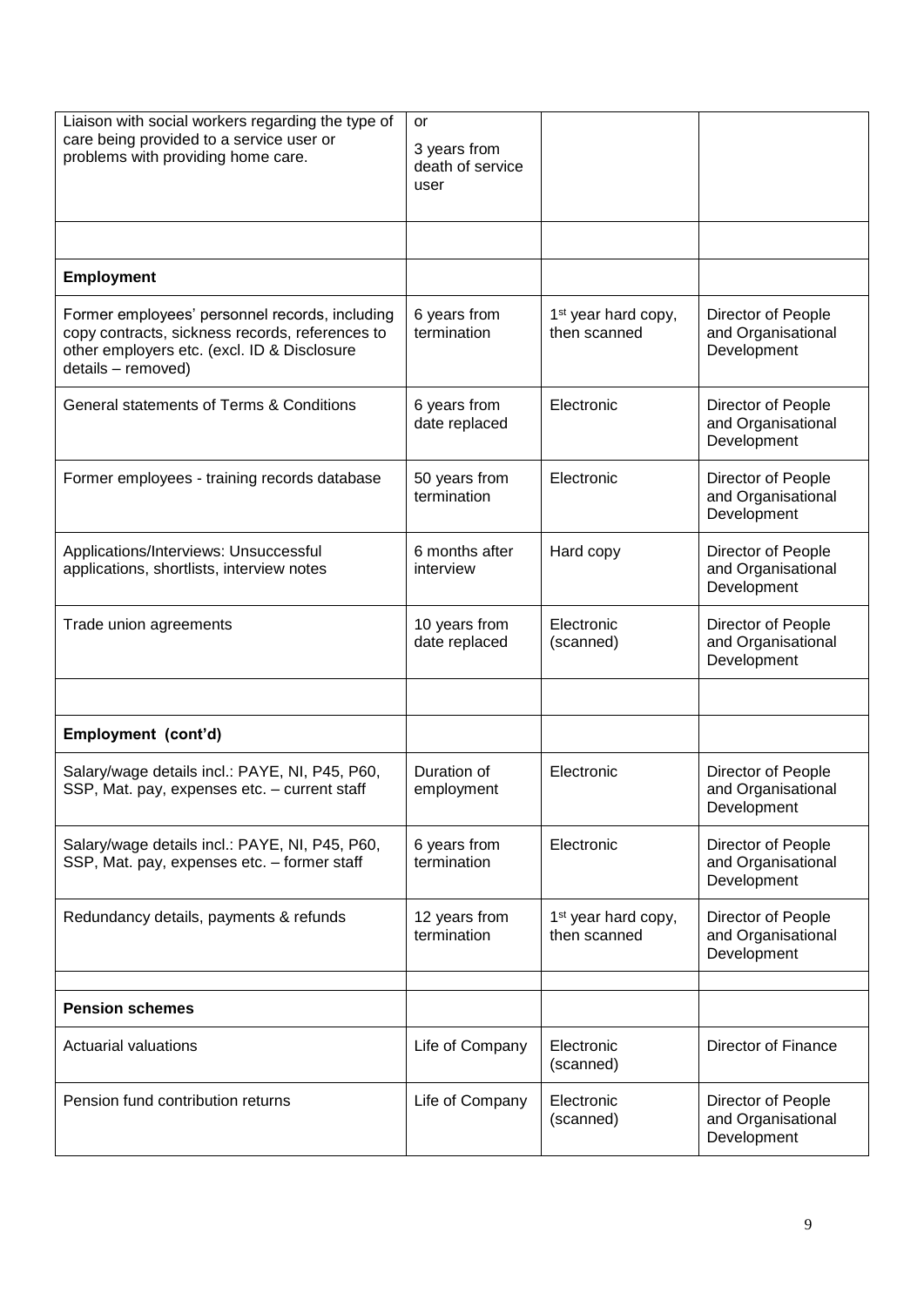| | | | |
|---|---|---|---|
| Liaison with social workers regarding the type of care being provided to a service user or problems with providing home care. | or<br>3 years from death of service user | | |
| | | | |
| **Employment** | | | |
| Former employees' personnel records, including copy contracts, sickness records, references to other employers etc. (excl. ID & Disclosure details – removed) | 6 years from termination | 1st year hard copy, then scanned | Director of People and Organisational Development |
| General statements of Terms & Conditions | 6 years from date replaced | Electronic | Director of People and Organisational Development |
| Former employees - training records database | 50 years from termination | Electronic | Director of People and Organisational Development |
| Applications/Interviews: Unsuccessful applications, shortlists, interview notes | 6 months after interview | Hard copy | Director of People and Organisational Development |
| Trade union agreements | 10 years from date replaced | Electronic (scanned) | Director of People and Organisational Development |
| | | | |
| **Employment (cont'd)** | | | |
| Salary/wage details incl.: PAYE, NI, P45, P60, SSP, Mat. pay, expenses etc. – current staff | Duration of employment | Electronic | Director of People and Organisational Development |
| Salary/wage details incl.: PAYE, NI, P45, P60, SSP, Mat. pay, expenses etc. – former staff | 6 years from termination | Electronic | Director of People and Organisational Development |
| Redundancy details, payments & refunds | 12 years from termination | 1st year hard copy, then scanned | Director of People and Organisational Development |
| | | | |
| **Pension schemes** | | | |
| Actuarial valuations | Life of Company | Electronic (scanned) | Director of Finance |
| Pension fund contribution returns | Life of Company | Electronic (scanned) | Director of People and Organisational Development |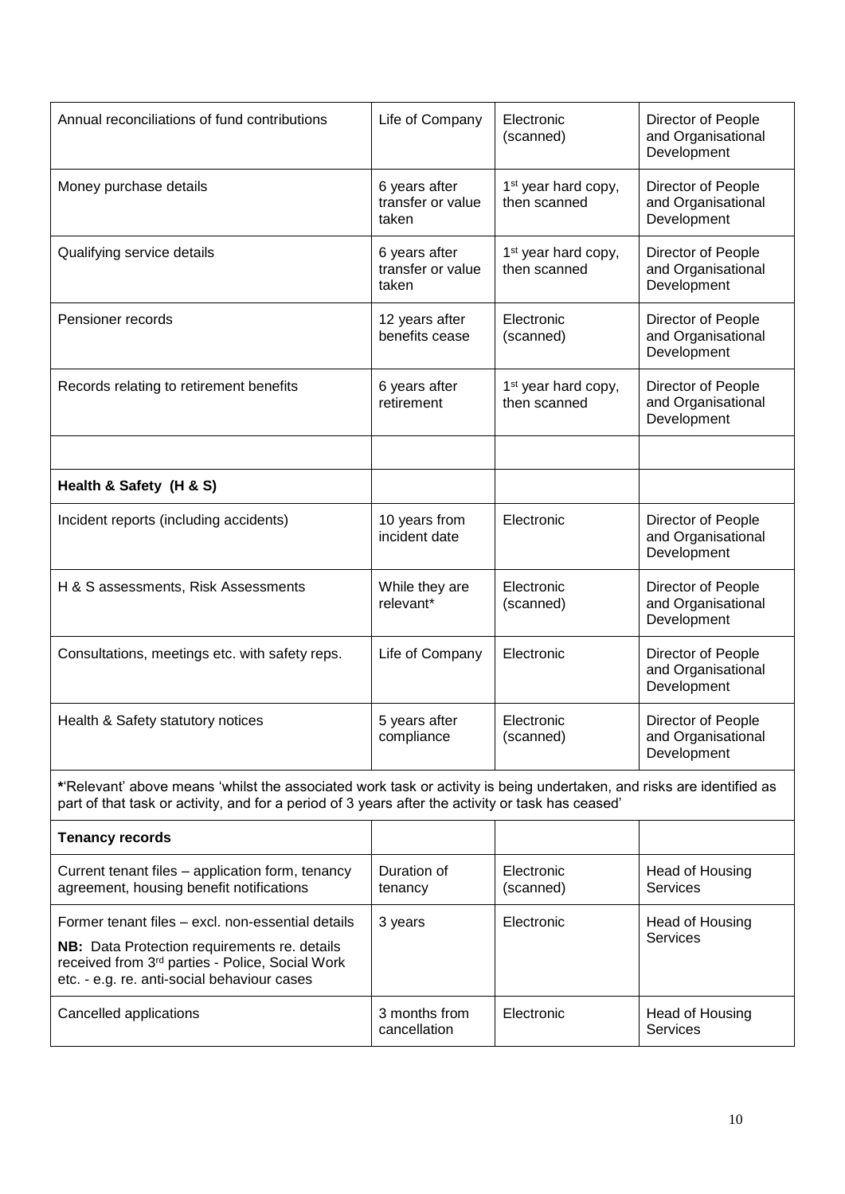| Annual reconciliations of fund contributions | Life of Company | Electronic (scanned) | Director of People and Organisational Development |
|---|---|---|---|
| Money purchase details | 6 years after transfer or value taken | 1st year hard copy, then scanned | Director of People and Organisational Development |
| Qualifying service details | 6 years after transfer or value taken | 1st year hard copy, then scanned | Director of People and Organisational Development |
| Pensioner records | 12 years after benefits cease | Electronic (scanned) | Director of People and Organisational Development |
| Records relating to retirement benefits | 6 years after retirement | 1st year hard copy, then scanned | Director of People and Organisational Development |
| | | | |
| **Health & Safety (H & S)** | | | |
| Incident reports (including accidents) | 10 years from incident date | Electronic | Director of People and Organisational Development |
| H & S assessments, Risk Assessments | While they are relevant* | Electronic (scanned) | Director of People and Organisational Development |
| Consultations, meetings etc. with safety reps. | Life of Company | Electronic | Director of People and Organisational Development |
| Health & Safety statutory notices | 5 years after compliance | Electronic (scanned) | Director of People and Organisational Development |
| ***'Relevant' above means 'whilst the associated work task or activity is being undertaken, and risks are identified as part of that task or activity, and for a period of 3 years after the activity or task has ceased'** | | | |
| **Tenancy records** | | | |
| Current tenant files – application form, tenancy agreement, housing benefit notifications | Duration of tenancy | Electronic (scanned) | Head of Housing Services |
| Former tenant files – excl. non-essential details<br>**NB:** Data Protection requirements re. details received from 3rd parties - Police, Social Work etc. - e.g. re. anti-social behaviour cases | 3 years | Electronic | Head of Housing Services |
| Cancelled applications | 3 months from cancellation | Electronic | Head of Housing Services |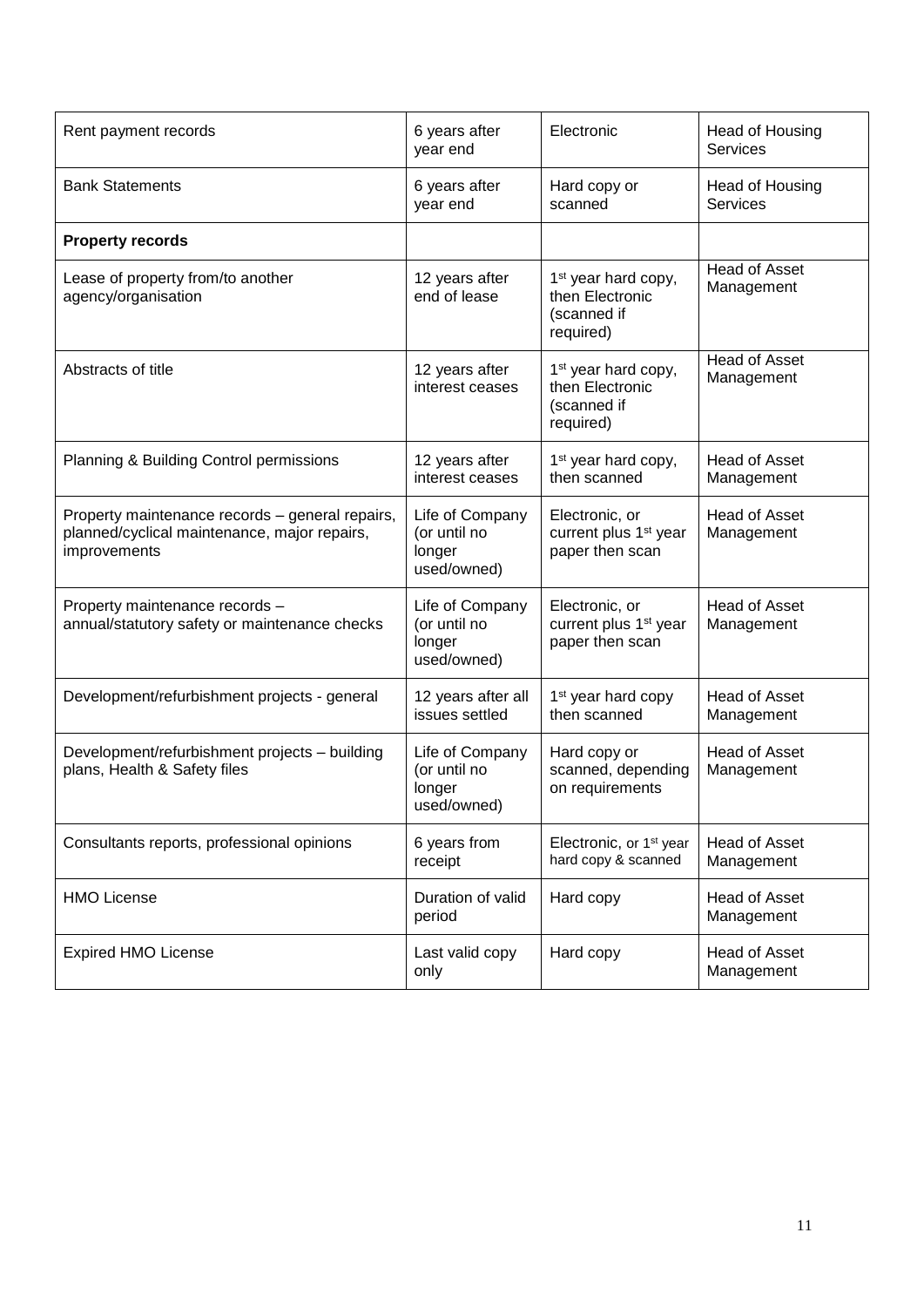| | | | |
|---|---|---|---|
| Rent payment records | 6 years after year end | Electronic | Head of Housing Services |
| Bank Statements | 6 years after year end | Hard copy or scanned | Head of Housing Services |
| **Property records** | | | |
| Lease of property from/to another agency/organisation | 12 years after end of lease | 1st year hard copy, then Electronic (scanned if required) | Head of Asset Management |
| Abstracts of title | 12 years after interest ceases | 1st year hard copy, then Electronic (scanned if required) | Head of Asset Management |
| Planning & Building Control permissions | 12 years after interest ceases | 1st year hard copy, then scanned | Head of Asset Management |
| Property maintenance records – general repairs, planned/cyclical maintenance, major repairs, improvements | Life of Company (or until no longer used/owned) | Electronic, or current plus 1st year paper then scan | Head of Asset Management |
| Property maintenance records – annual/statutory safety or maintenance checks | Life of Company (or until no longer used/owned) | Electronic, or current plus 1st year paper then scan | Head of Asset Management |
| Development/refurbishment projects - general | 12 years after all issues settled | 1st year hard copy then scanned | Head of Asset Management |
| Development/refurbishment projects – building plans, Health & Safety files | Life of Company (or until no longer used/owned) | Hard copy or scanned, depending on requirements | Head of Asset Management |
| Consultants reports, professional opinions | 6 years from receipt | Electronic, or 1st year hard copy & scanned | Head of Asset Management |
| HMO License | Duration of valid period | Hard copy | Head of Asset Management |
| Expired HMO License | Last valid copy only | Hard copy | Head of Asset Management |